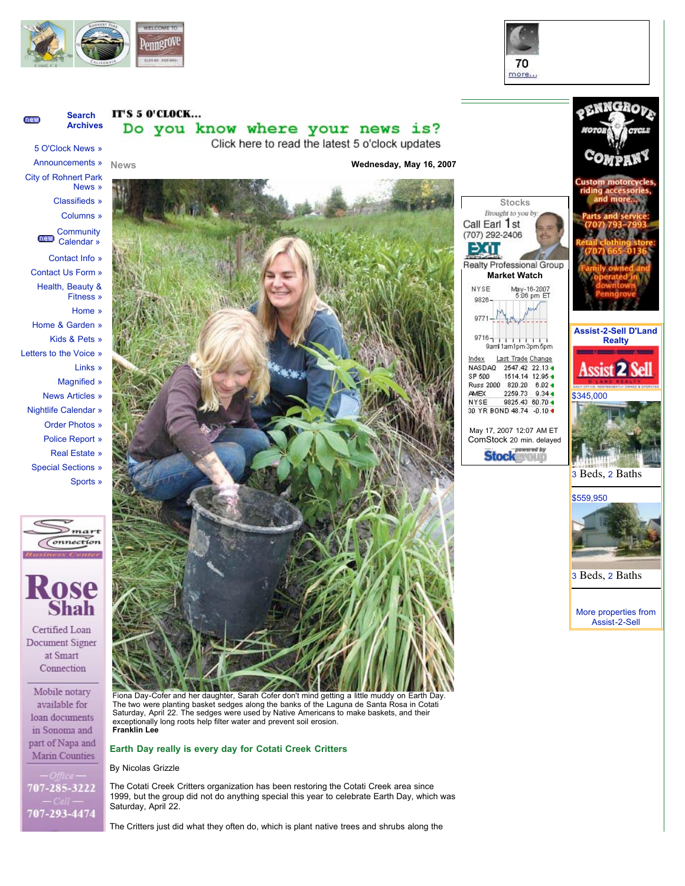70
more...

new Search Archives

- 5 O'Clock News »
- Announcements »
- City of Rohnert Park News »
- Classifieds »
- Columns »
- new Community Calendar »
- Contact Info »
- Contact Us Form »
- Health, Beauty & Fitness »
- Home »
- Home & Garden »
- Kids & Pets »
- Letters to the Voice »
- Links »
- Magnified »
- News Articles »
- Nightlife Calendar »
- Order Photos »
- Police Report »
- Real Estate »
- Special Sections »
- Sports »

Smart Connection Business Center
Rose Shah
Certified Loan Document Signer at Smart Connection
Mobile notary available for loan documents in Sonoma and part of Napa and Marin Counties
— Office — 707-285-3222
— Cell — 707-293-4474

IT'S 5 O'CLOCK...
Do you know where your news is?
Click here to read the latest 5 o'clock updates

News

**Wednesday, May 16, 2007**

Fiona Day-Cofer and her daughter, Sarah Cofer don't mind getting a little muddy on Earth Day. The two were planting basket sedges along the banks of the Laguna de Santa Rosa in Cotati Saturday, April 22. The sedges were used by Native Americans to make baskets, and their exceptionally long roots help filter water and prevent soil erosion.
**Franklin Lee**

## Earth Day really is every day for Cotati Creek Critters

By Nicolas Grizzle

The Cotati Creek Critters organization has been restoring the Cotati Creek area since 1999, but the group did not do anything special this year to celebrate Earth Day, which was Saturday, April 22.

The Critters just did what they often do, which is plant native trees and shrubs along the

Stocks
Brought to you by
Call Earl 1st
(707) 292-2406
EXIT Realty Professional Group

Market Watch

NYSE May-16-2007 5:06 pm ET

| Index | Last Trade | Change |
|---|---|---|
| NASDAQ | 2547.42 | 22.13 |
| SP 500 | 1514.14 | 12.95 |
| Russ 2000 | 820.20 | 6.02 |
| AMEX | 2259.73 | 9.34 |
| NYSE | 9825.43 | 60.70 |
| 30 YR BOND | 48.74 | -0.10 |

May 17, 2007 12:07 AM ET
ComStock 20 min. delayed
powered by StockGroup

Penngrove Motorcycle Company
Custom motorcycles, riding accessories, and more...
Parts and service: (707) 793-7993
Retail clothing store: (707) 665-0136
Family owned and operated in downtown Penngrove

Assist-2-Sell D'Land Realty

$345,000
3 Beds, 2 Baths

$559,950
3 Beds, 2 Baths

More properties from Assist-2-Sell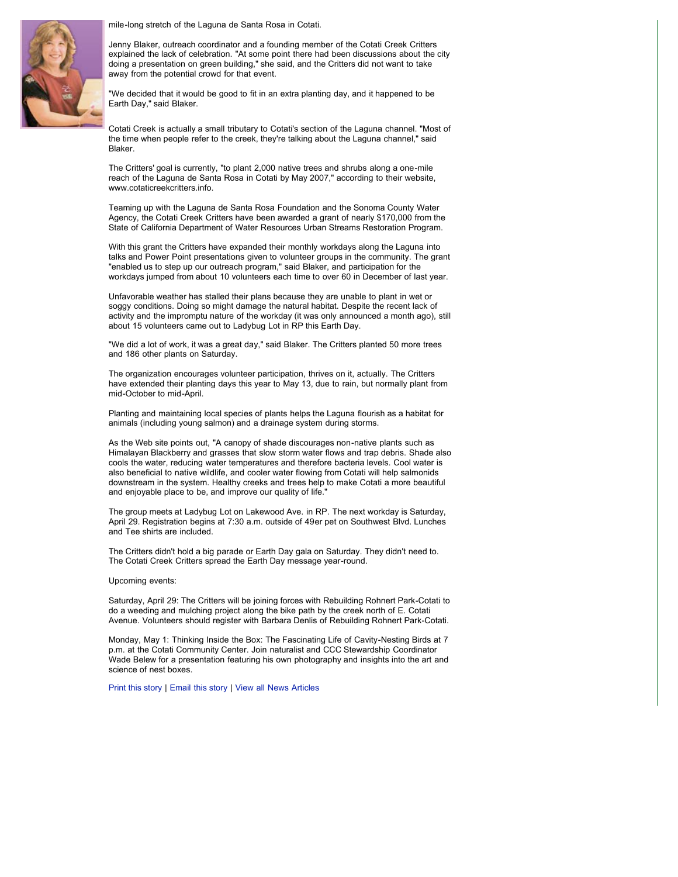mile-long stretch of the Laguna de Santa Rosa in Cotati.

Jenny Blaker, outreach coordinator and a founding member of the Cotati Creek Critters explained the lack of celebration. "At some point there had been discussions about the city doing a presentation on green building," she said, and the Critters did not want to take away from the potential crowd for that event.

"We decided that it would be good to fit in an extra planting day, and it happened to be Earth Day," said Blaker.

Cotati Creek is actually a small tributary to Cotati's section of the Laguna channel. "Most of the time when people refer to the creek, they're talking about the Laguna channel," said Blaker.

The Critters' goal is currently, "to plant 2,000 native trees and shrubs along a one-mile reach of the Laguna de Santa Rosa in Cotati by May 2007," according to their website, www.cotaticreekcritters.info.

Teaming up with the Laguna de Santa Rosa Foundation and the Sonoma County Water Agency, the Cotati Creek Critters have been awarded a grant of nearly $170,000 from the State of California Department of Water Resources Urban Streams Restoration Program.

With this grant the Critters have expanded their monthly workdays along the Laguna into talks and Power Point presentations given to volunteer groups in the community. The grant "enabled us to step up our outreach program," said Blaker, and participation for the workdays jumped from about 10 volunteers each time to over 60 in December of last year.

Unfavorable weather has stalled their plans because they are unable to plant in wet or soggy conditions. Doing so might damage the natural habitat. Despite the recent lack of activity and the impromptu nature of the workday (it was only announced a month ago), still about 15 volunteers came out to Ladybug Lot in RP this Earth Day.

"We did a lot of work, it was a great day," said Blaker. The Critters planted 50 more trees and 186 other plants on Saturday.

The organization encourages volunteer participation, thrives on it, actually. The Critters have extended their planting days this year to May 13, due to rain, but normally plant from mid-October to mid-April.

Planting and maintaining local species of plants helps the Laguna flourish as a habitat for animals (including young salmon) and a drainage system during storms.

As the Web site points out, "A canopy of shade discourages non-native plants such as Himalayan Blackberry and grasses that slow storm water flows and trap debris. Shade also cools the water, reducing water temperatures and therefore bacteria levels. Cool water is also beneficial to native wildlife, and cooler water flowing from Cotati will help salmonids downstream in the system. Healthy creeks and trees help to make Cotati a more beautiful and enjoyable place to be, and improve our quality of life."

The group meets at Ladybug Lot on Lakewood Ave. in RP. The next workday is Saturday, April 29. Registration begins at 7:30 a.m. outside of 49er pet on Southwest Blvd. Lunches and Tee shirts are included.

The Critters didn't hold a big parade or Earth Day gala on Saturday. They didn't need to. The Cotati Creek Critters spread the Earth Day message year-round.

Upcoming events:

Saturday, April 29: The Critters will be joining forces with Rebuilding Rohnert Park-Cotati to do a weeding and mulching project along the bike path by the creek north of E. Cotati Avenue. Volunteers should register with Barbara Denlis of Rebuilding Rohnert Park-Cotati.

Monday, May 1: Thinking Inside the Box: The Fascinating Life of Cavity-Nesting Birds at 7 p.m. at the Cotati Community Center. Join naturalist and CCC Stewardship Coordinator Wade Belew for a presentation featuring his own photography and insights into the art and science of nest boxes.

Print this story | Email this story | View all News Articles